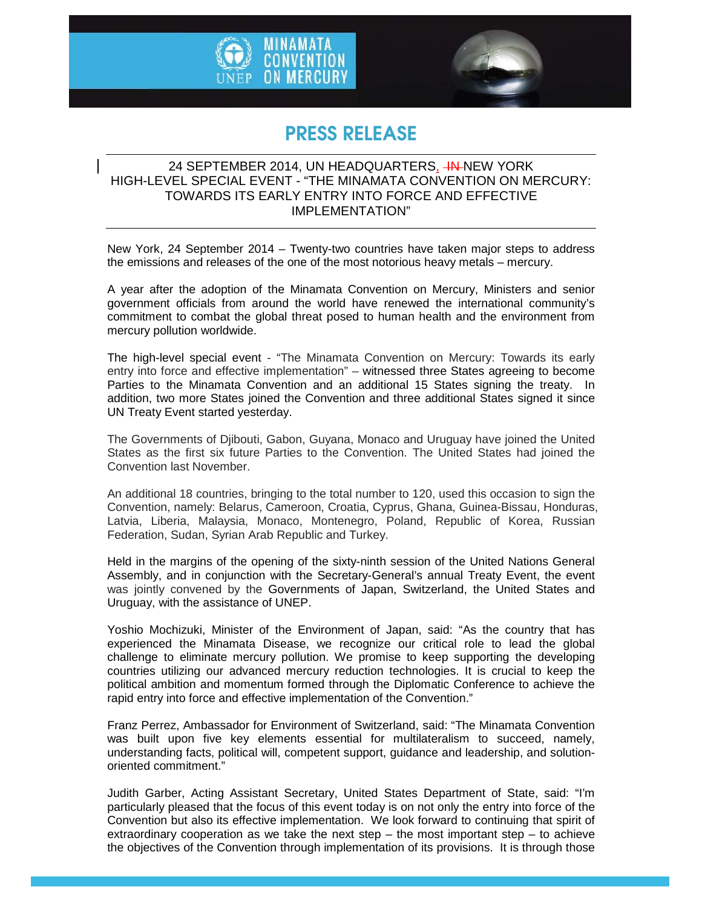MINAMATA CONVENTION ON MERCURY

UNEP

# PRESS RELEASE

24 SEPTEMBER 2014, UN HEADQUARTERS, ~~IN~~ NEW YORK
HIGH-LEVEL SPECIAL EVENT - "THE MINAMATA CONVENTION ON MERCURY: TOWARDS ITS EARLY ENTRY INTO FORCE AND EFFECTIVE IMPLEMENTATION"

---

New York, 24 September 2014 – Twenty-two countries have taken major steps to address the emissions and releases of the one of the most notorious heavy metals – mercury.

A year after the adoption of the Minamata Convention on Mercury, Ministers and senior government officials from around the world have renewed the international community's commitment to combat the global threat posed to human health and the environment from mercury pollution worldwide.

The high-level special event - "The Minamata Convention on Mercury: Towards its early entry into force and effective implementation" – witnessed three States agreeing to become Parties to the Minamata Convention and an additional 15 States signing the treaty. In addition, two more States joined the Convention and three additional States signed it since UN Treaty Event started yesterday.

The Governments of Djibouti, Gabon, Guyana, Monaco and Uruguay have joined the United States as the first six future Parties to the Convention. The United States had joined the Convention last November.

An additional 18 countries, bringing to the total number to 120, used this occasion to sign the Convention, namely: Belarus, Cameroon, Croatia, Cyprus, Ghana, Guinea-Bissau, Honduras, Latvia, Liberia, Malaysia, Monaco, Montenegro, Poland, Republic of Korea, Russian Federation, Sudan, Syrian Arab Republic and Turkey.

Held in the margins of the opening of the sixty-ninth session of the United Nations General Assembly, and in conjunction with the Secretary-General's annual Treaty Event, the event was jointly convened by the Governments of Japan, Switzerland, the United States and Uruguay, with the assistance of UNEP.

Yoshio Mochizuki, Minister of the Environment of Japan, said: "As the country that has experienced the Minamata Disease, we recognize our critical role to lead the global challenge to eliminate mercury pollution. We promise to keep supporting the developing countries utilizing our advanced mercury reduction technologies. It is crucial to keep the political ambition and momentum formed through the Diplomatic Conference to achieve the rapid entry into force and effective implementation of the Convention."

Franz Perrez, Ambassador for Environment of Switzerland, said: "The Minamata Convention was built upon five key elements essential for multilateralism to succeed, namely, understanding facts, political will, competent support, guidance and leadership, and solution-oriented commitment."

Judith Garber, Acting Assistant Secretary, United States Department of State, said: "I'm particularly pleased that the focus of this event today is on not only the entry into force of the Convention but also its effective implementation. We look forward to continuing that spirit of extraordinary cooperation as we take the next step – the most important step – to achieve the objectives of the Convention through implementation of its provisions. It is through those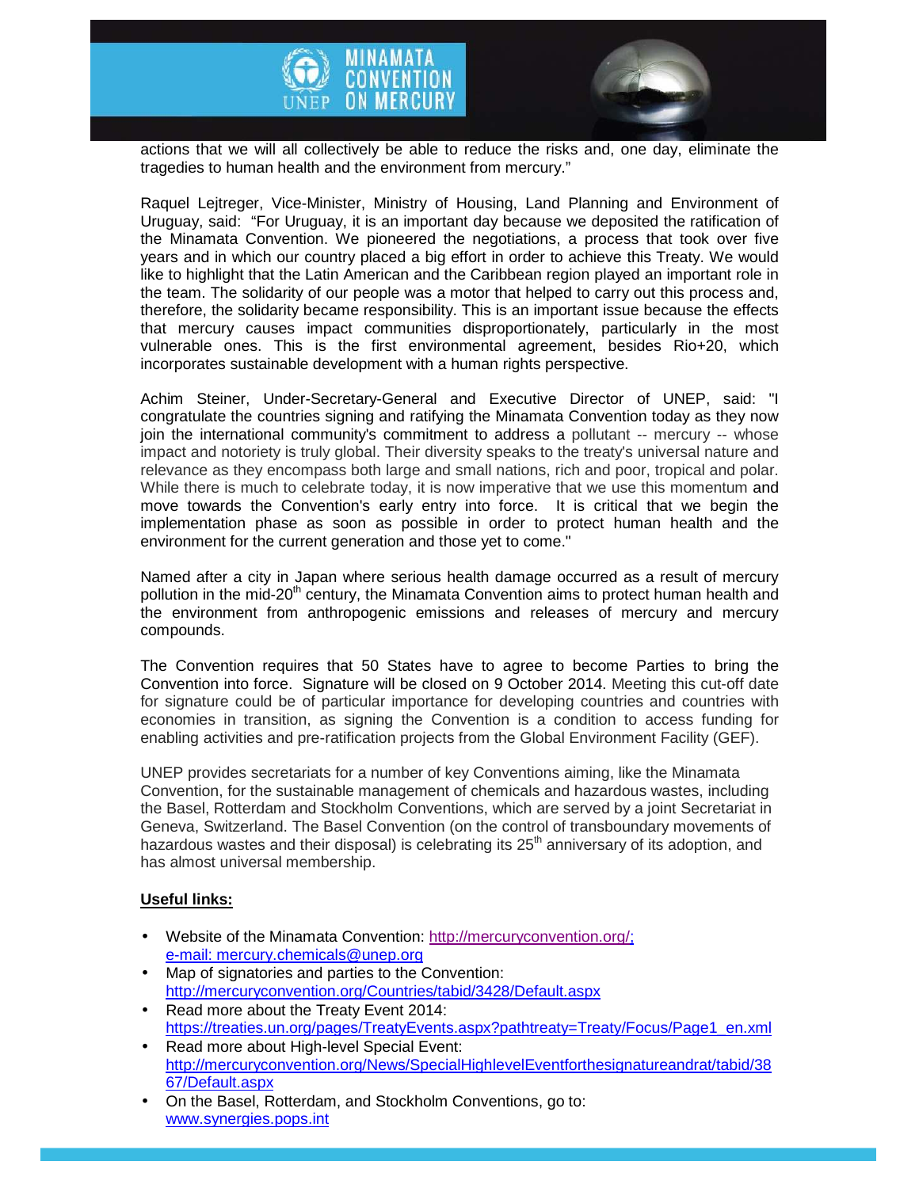actions that we will all collectively be able to reduce the risks and, one day, eliminate the tragedies to human health and the environment from mercury."

Raquel Lejtreger, Vice-Minister, Ministry of Housing, Land Planning and Environment of Uruguay, said: "For Uruguay, it is an important day because we deposited the ratification of the Minamata Convention. We pioneered the negotiations, a process that took over five years and in which our country placed a big effort in order to achieve this Treaty. We would like to highlight that the Latin American and the Caribbean region played an important role in the team. The solidarity of our people was a motor that helped to carry out this process and, therefore, the solidarity became responsibility. This is an important issue because the effects that mercury causes impact communities disproportionately, particularly in the most vulnerable ones. This is the first environmental agreement, besides Rio+20, which incorporates sustainable development with a human rights perspective.

Achim Steiner, Under-Secretary-General and Executive Director of UNEP, said: "I congratulate the countries signing and ratifying the Minamata Convention today as they now join the international community's commitment to address a pollutant -- mercury -- whose impact and notoriety is truly global. Their diversity speaks to the treaty's universal nature and relevance as they encompass both large and small nations, rich and poor, tropical and polar. While there is much to celebrate today, it is now imperative that we use this momentum and move towards the Convention's early entry into force. It is critical that we begin the implementation phase as soon as possible in order to protect human health and the environment for the current generation and those yet to come."

Named after a city in Japan where serious health damage occurred as a result of mercury pollution in the mid-20th century, the Minamata Convention aims to protect human health and the environment from anthropogenic emissions and releases of mercury and mercury compounds.

The Convention requires that 50 States have to agree to become Parties to bring the Convention into force. Signature will be closed on 9 October 2014. Meeting this cut-off date for signature could be of particular importance for developing countries and countries with economies in transition, as signing the Convention is a condition to access funding for enabling activities and pre-ratification projects from the Global Environment Facility (GEF).

UNEP provides secretariats for a number of key Conventions aiming, like the Minamata Convention, for the sustainable management of chemicals and hazardous wastes, including the Basel, Rotterdam and Stockholm Conventions, which are served by a joint Secretariat in Geneva, Switzerland. The Basel Convention (on the control of transboundary movements of hazardous wastes and their disposal) is celebrating its 25th anniversary of its adoption, and has almost universal membership.

**Useful links:**

- Website of the Minamata Convention: http://mercuryconvention.org/; e-mail: mercury.chemicals@unep.org
- Map of signatories and parties to the Convention: http://mercuryconvention.org/Countries/tabid/3428/Default.aspx
- Read more about the Treaty Event 2014: https://treaties.un.org/pages/TreatyEvents.aspx?pathtreaty=Treaty/Focus/Page1_en.xml
- Read more about High-level Special Event: http://mercuryconvention.org/News/SpecialHighlevelEventforthesignatureandrat/tabid/3867/Default.aspx
- On the Basel, Rotterdam, and Stockholm Conventions, go to: www.synergies.pops.int